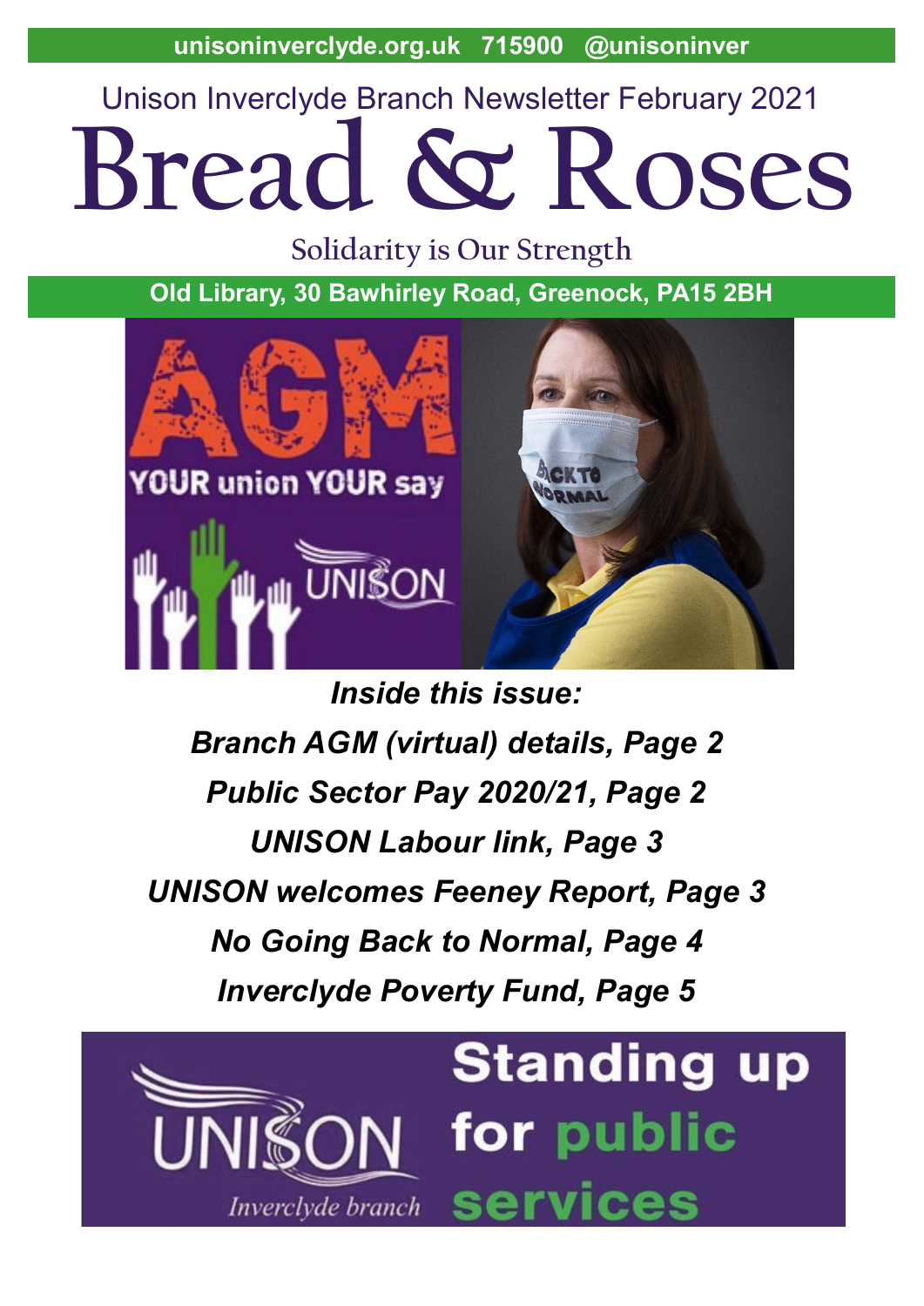unisoninverclyde.org.uk 715900 @unisoninver

Unison Inverclyde Branch Newsletter February 2021

# Bread & Roses

Solidarity is Our Strength

**Old Library, 30 Bawhirley Road, Greenock, PA15 2BH**

AGM

YOUR union YOUR say

UNISON

BACK TO NORMAL

***Inside this issue:***

***Branch AGM (virtual) details, Page 2***

***Public Sector Pay 2020/21, Page 2***

***UNISON Labour link, Page 3***

***UNISON welcomes Feeney Report, Page 3***

***No Going Back to Normal, Page 4***

***Inverclyde Poverty Fund, Page 5***

UNISON *Inverclyde branch*

**Standing up for public services**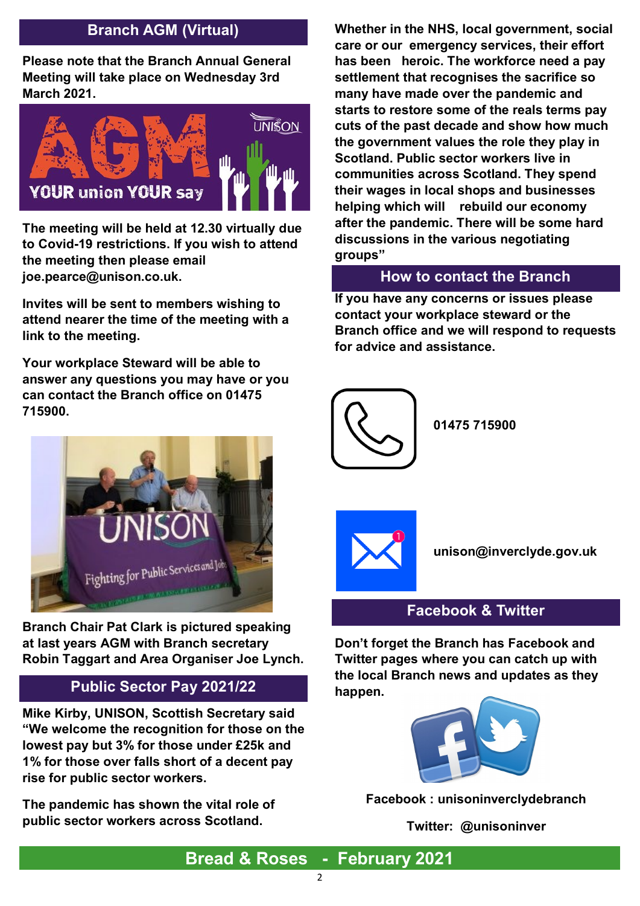## Branch AGM (Virtual)

**Please note that the Branch Annual General Meeting will take place on Wednesday 3rd March 2021.**

**The meeting will be held at 12.30 virtually due to Covid-19 restrictions. If you wish to attend the meeting then please email joe.pearce@unison.co.uk.**

**Invites will be sent to members wishing to attend nearer the time of the meeting with a link to the meeting.**

**Your workplace Steward will be able to answer any questions you may have or you can contact the Branch office on 01475 715900.**

**Branch Chair Pat Clark is pictured speaking at last years AGM with Branch secretary Robin Taggart and Area Organiser Joe Lynch.**

## Public Sector Pay 2021/22

**Mike Kirby, UNISON, Scottish Secretary said "We welcome the recognition for those on the lowest pay but 3% for those under £25k and 1% for those over falls short of a decent pay rise for public sector workers.**

**The pandemic has shown the vital role of public sector workers across Scotland.**

**Whether in the NHS, local government, social care or our emergency services, their effort has been heroic. The workforce need a pay settlement that recognises the sacrifice so many have made over the pandemic and starts to restore some of the reals terms pay cuts of the past decade and show how much the government values the role they play in Scotland. Public sector workers live in communities across Scotland. They spend their wages in local shops and businesses helping which will rebuild our economy after the pandemic. There will be some hard discussions in the various negotiating groups"**

## How to contact the Branch

**If you have any concerns or issues please contact your workplace steward or the Branch office and we will respond to requests for advice and assistance.**

**01475 715900**

**unison@inverclyde.gov.uk**

## Facebook & Twitter

**Don't forget the Branch has Facebook and Twitter pages where you can catch up with the local Branch news and updates as they happen.**

**Facebook : unisoninverclydebranch**

**Twitter: @unisoninver**

**Bread & Roses - February 2021**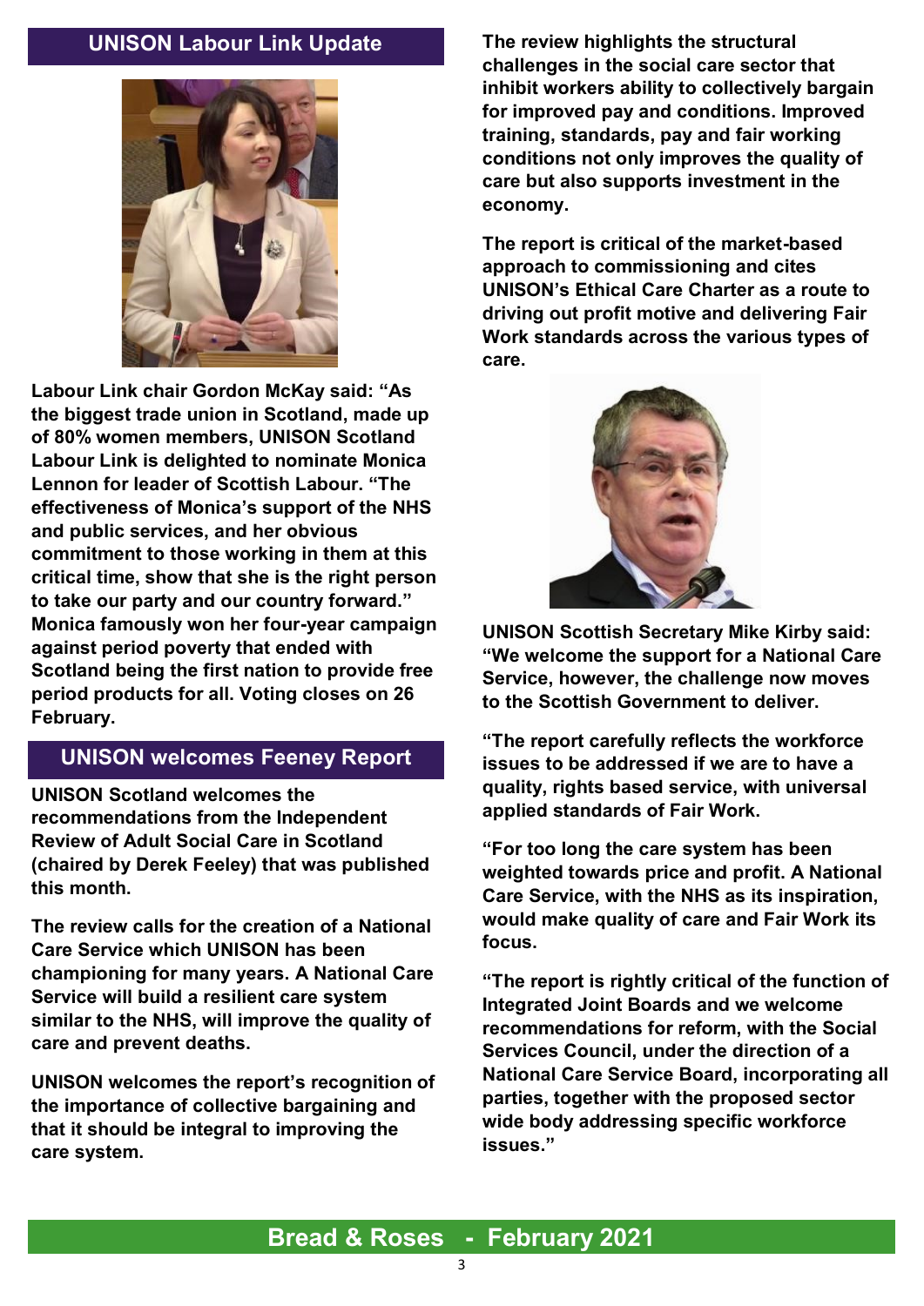## UNISON Labour Link Update

**Labour Link chair Gordon McKay said: "As the biggest trade union in Scotland, made up of 80% women members, UNISON Scotland Labour Link is delighted to nominate Monica Lennon for leader of Scottish Labour. "The effectiveness of Monica's support of the NHS and public services, and her obvious commitment to those working in them at this critical time, show that she is the right person to take our party and our country forward." Monica famously won her four-year campaign against period poverty that ended with Scotland being the first nation to provide free period products for all. Voting closes on 26 February.**

## UNISON welcomes Feeney Report

**UNISON Scotland welcomes the recommendations from the Independent Review of Adult Social Care in Scotland (chaired by Derek Feeley) that was published this month.**

**The review calls for the creation of a National Care Service which UNISON has been championing for many years. A National Care Service will build a resilient care system similar to the NHS, will improve the quality of care and prevent deaths.**

**UNISON welcomes the report's recognition of the importance of collective bargaining and that it should be integral to improving the care system.**

**The review highlights the structural challenges in the social care sector that inhibit workers ability to collectively bargain for improved pay and conditions. Improved training, standards, pay and fair working conditions not only improves the quality of care but also supports investment in the economy.**

**The report is critical of the market-based approach to commissioning and cites UNISON's Ethical Care Charter as a route to driving out profit motive and delivering Fair Work standards across the various types of care.**

**UNISON Scottish Secretary Mike Kirby said: "We welcome the support for a National Care Service, however, the challenge now moves to the Scottish Government to deliver.**

**"The report carefully reflects the workforce issues to be addressed if we are to have a quality, rights based service, with universal applied standards of Fair Work.**

**"For too long the care system has been weighted towards price and profit. A National Care Service, with the NHS as its inspiration, would make quality of care and Fair Work its focus.**

**"The report is rightly critical of the function of Integrated Joint Boards and we welcome recommendations for reform, with the Social Services Council, under the direction of a National Care Service Board, incorporating all parties, together with the proposed sector wide body addressing specific workforce issues."**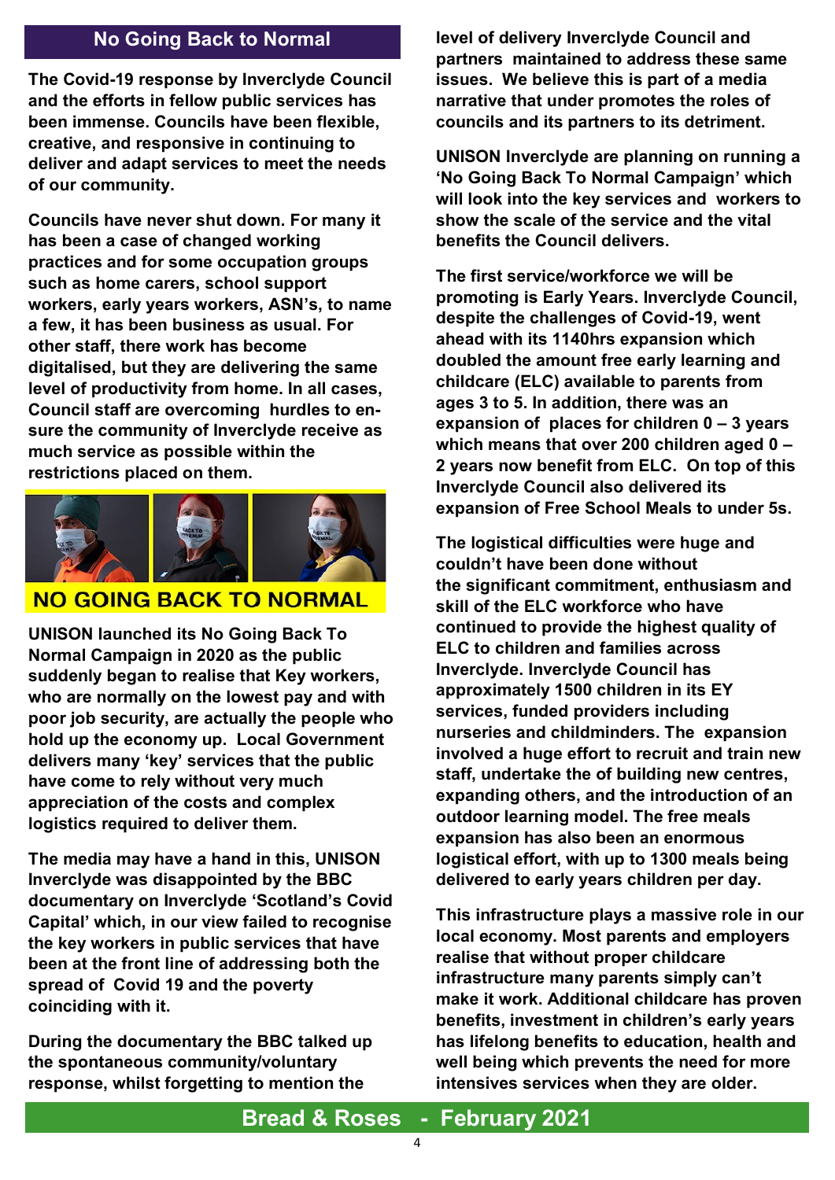## No Going Back to Normal

**The Covid-19 response by Inverclyde Council and the efforts in fellow public services has been immense. Councils have been flexible, creative, and responsive in continuing to deliver and adapt services to meet the needs of our community.**

**Councils have never shut down. For many it has been a case of changed working practices and for some occupation groups such as home carers, school support workers, early years workers, ASN's, to name a few, it has been business as usual. For other staff, there work has become digitalised, but they are delivering the same level of productivity from home. In all cases, Council staff are overcoming hurdles to ensure the community of Inverclyde receive as much service as possible within the restrictions placed on them.**

**NO GOING BACK TO NORMAL**

**UNISON launched its No Going Back To Normal Campaign in 2020 as the public suddenly began to realise that Key workers, who are normally on the lowest pay and with poor job security, are actually the people who hold up the economy up. Local Government delivers many 'key' services that the public have come to rely without very much appreciation of the costs and complex logistics required to deliver them.**

**The media may have a hand in this, UNISON Inverclyde was disappointed by the BBC documentary on Inverclyde 'Scotland's Covid Capital' which, in our view failed to recognise the key workers in public services that have been at the front line of addressing both the spread of Covid 19 and the poverty coinciding with it.**

**During the documentary the BBC talked up the spontaneous community/voluntary response, whilst forgetting to mention the level of delivery Inverclyde Council and partners maintained to address these same issues. We believe this is part of a media narrative that under promotes the roles of councils and its partners to its detriment.**

**UNISON Inverclyde are planning on running a 'No Going Back To Normal Campaign' which will look into the key services and workers to show the scale of the service and the vital benefits the Council delivers.**

**The first service/workforce we will be promoting is Early Years. Inverclyde Council, despite the challenges of Covid-19, went ahead with its 1140hrs expansion which doubled the amount free early learning and childcare (ELC) available to parents from ages 3 to 5. In addition, there was an expansion of places for children 0 – 3 years which means that over 200 children aged 0 – 2 years now benefit from ELC. On top of this Inverclyde Council also delivered its expansion of Free School Meals to under 5s.**

**The logistical difficulties were huge and couldn't have been done without the significant commitment, enthusiasm and skill of the ELC workforce who have continued to provide the highest quality of ELC to children and families across Inverclyde. Inverclyde Council has approximately 1500 children in its EY services, funded providers including nurseries and childminders. The expansion involved a huge effort to recruit and train new staff, undertake the of building new centres, expanding others, and the introduction of an outdoor learning model. The free meals expansion has also been an enormous logistical effort, with up to 1300 meals being delivered to early years children per day.**

**This infrastructure plays a massive role in our local economy. Most parents and employers realise that without proper childcare infrastructure many parents simply can't make it work. Additional childcare has proven benefits, investment in children's early years has lifelong benefits to education, health and well being which prevents the need for more intensives services when they are older.**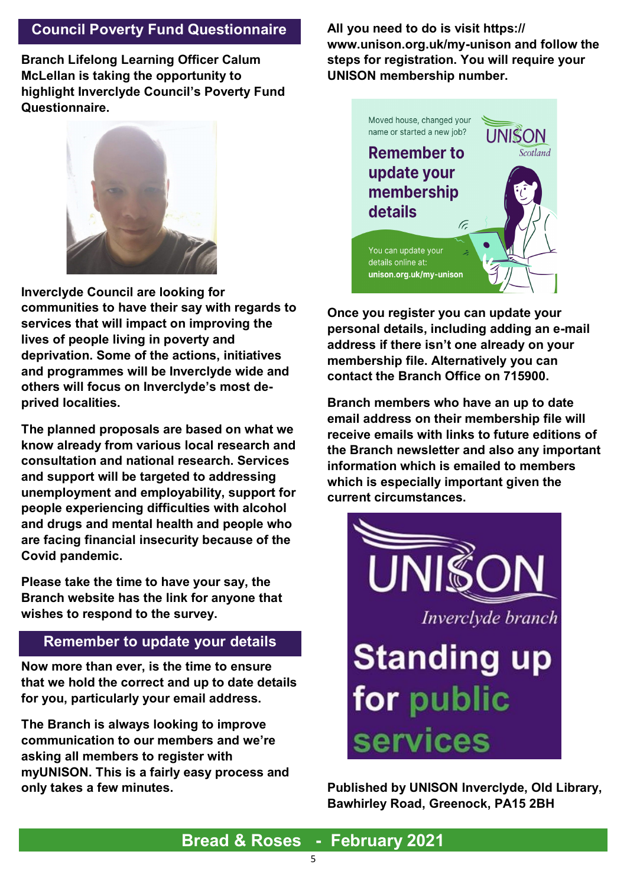## Council Poverty Fund Questionnaire

**Branch Lifelong Learning Officer Calum McLellan is taking the opportunity to highlight Inverclyde Council's Poverty Fund Questionnaire.**

**Inverclyde Council are looking for communities to have their say with regards to services that will impact on improving the lives of people living in poverty and deprivation. Some of the actions, initiatives and programmes will be Inverclyde wide and others will focus on Inverclyde's most deprived localities.**

**The planned proposals are based on what we know already from various local research and consultation and national research. Services and support will be targeted to addressing unemployment and employability, support for people experiencing difficulties with alcohol and drugs and mental health and people who are facing financial insecurity because of the Covid pandemic.**

**Please take the time to have your say, the Branch website has the link for anyone that wishes to respond to the survey.**

## Remember to update your details

**Now more than ever, is the time to ensure that we hold the correct and up to date details for you, particularly your email address.**

**The Branch is always looking to improve communication to our members and we're asking all members to register with myUNISON. This is a fairly easy process and only takes a few minutes.**

**All you need to do is visit https://www.unison.org.uk/my-unison and follow the steps for registration. You will require your UNISON membership number.**

Moved house, changed your name or started a new job?

Remember to update your membership details

You can update your details online at: unison.org.uk/my-unison

UNISON Scotland

**Once you register you can update your personal details, including adding an e-mail address if there isn't one already on your membership file. Alternatively you can contact the Branch Office on 715900.**

**Branch members who have an up to date email address on their membership file will receive emails with links to future editions of the Branch newsletter and also any important information which is emailed to members which is especially important given the current circumstances.**

UNISON *Inverclyde branch*

Standing up for public services

**Published by UNISON Inverclyde, Old Library, Bawhirley Road, Greenock, PA15 2BH**